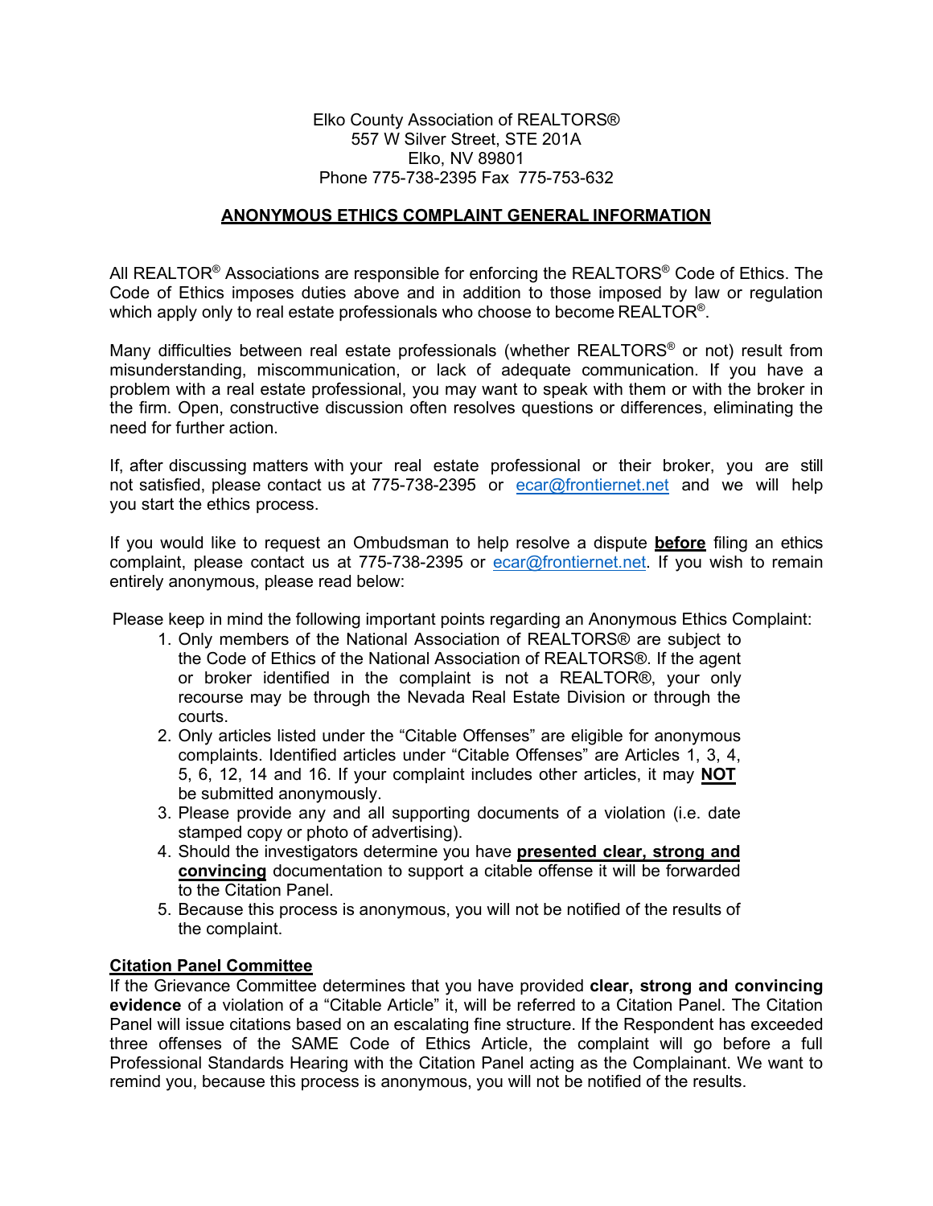Elko County Association of REALTORS®
557 W Silver Street, STE 201A
Elko, NV 89801
Phone 775-738-2395 Fax 775-753-632

## ANONYMOUS ETHICS COMPLAINT GENERAL INFORMATION

All REALTOR® Associations are responsible for enforcing the REALTORS® Code of Ethics. The Code of Ethics imposes duties above and in addition to those imposed by law or regulation which apply only to real estate professionals who choose to become REALTOR®.

Many difficulties between real estate professionals (whether REALTORS® or not) result from misunderstanding, miscommunication, or lack of adequate communication. If you have a problem with a real estate professional, you may want to speak with them or with the broker in the firm. Open, constructive discussion often resolves questions or differences, eliminating the need for further action.

If, after discussing matters with your real estate professional or their broker, you are still not satisfied, please contact us at 775-738-2395 or ecar@frontiernet.net and we will help you start the ethics process.

If you would like to request an Ombudsman to help resolve a dispute **before** filing an ethics complaint, please contact us at 775-738-2395 or ecar@frontiernet.net. If you wish to remain entirely anonymous, please read below:

Please keep in mind the following important points regarding an Anonymous Ethics Complaint:

1. Only members of the National Association of REALTORS® are subject to the Code of Ethics of the National Association of REALTORS®. If the agent or broker identified in the complaint is not a REALTOR®, your only recourse may be through the Nevada Real Estate Division or through the courts.
2. Only articles listed under the "Citable Offenses" are eligible for anonymous complaints. Identified articles under "Citable Offenses" are Articles 1, 3, 4, 5, 6, 12, 14 and 16. If your complaint includes other articles, it may **NOT** be submitted anonymously.
3. Please provide any and all supporting documents of a violation (i.e. date stamped copy or photo of advertising).
4. Should the investigators determine you have **presented clear, strong and convincing** documentation to support a citable offense it will be forwarded to the Citation Panel.
5. Because this process is anonymous, you will not be notified of the results of the complaint.

### Citation Panel Committee

If the Grievance Committee determines that you have provided **clear, strong and convincing evidence** of a violation of a "Citable Article" it, will be referred to a Citation Panel. The Citation Panel will issue citations based on an escalating fine structure. If the Respondent has exceeded three offenses of the SAME Code of Ethics Article, the complaint will go before a full Professional Standards Hearing with the Citation Panel acting as the Complainant. We want to remind you, because this process is anonymous, you will not be notified of the results.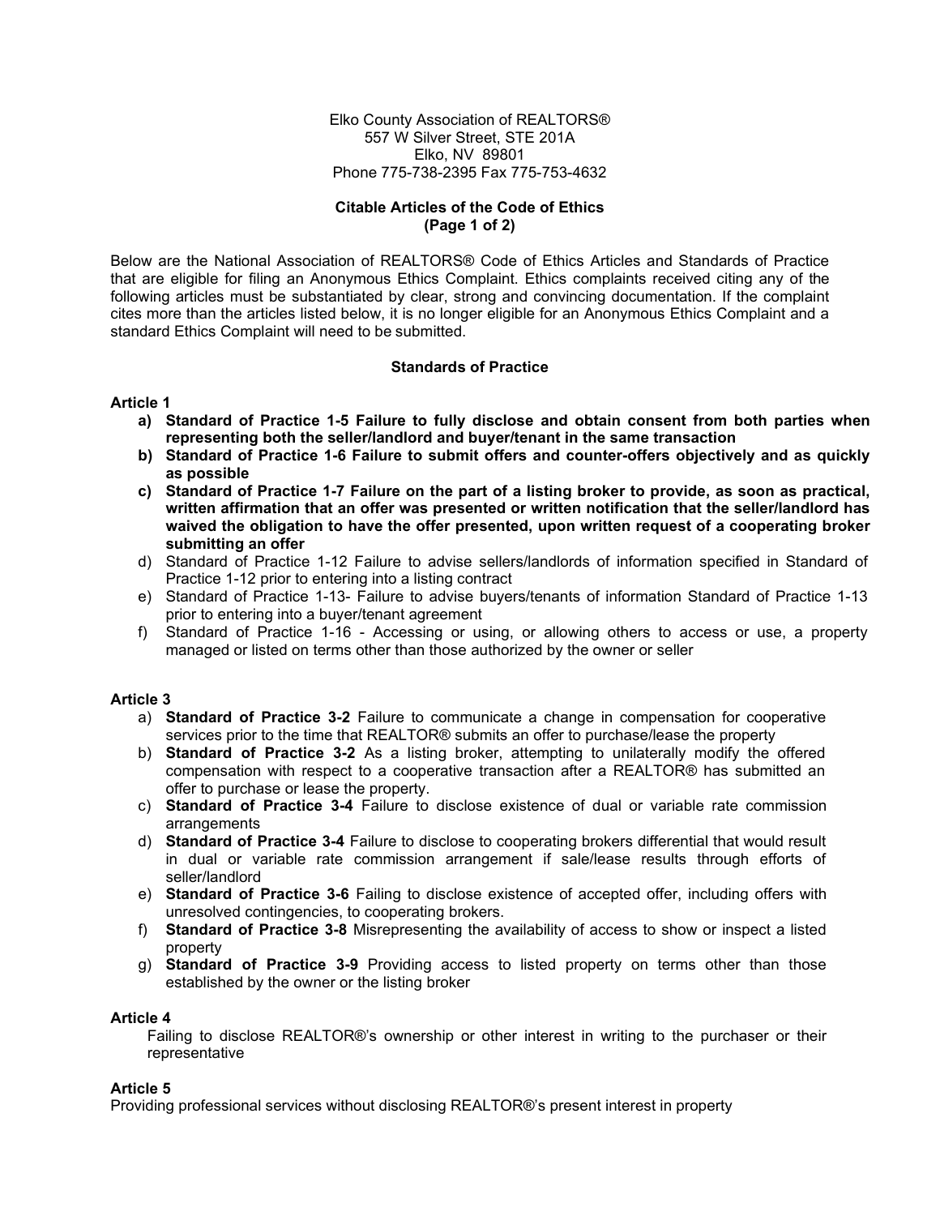Elko County Association of REALTORS®
557 W Silver Street, STE 201A
Elko, NV 89801
Phone 775-738-2395 Fax 775-753-4632

**Citable Articles of the Code of Ethics**
**(Page 1 of 2)**

Below are the National Association of REALTORS® Code of Ethics Articles and Standards of Practice that are eligible for filing an Anonymous Ethics Complaint. Ethics complaints received citing any of the following articles must be substantiated by clear, strong and convincing documentation. If the complaint cites more than the articles listed below, it is no longer eligible for an Anonymous Ethics Complaint and a standard Ethics Complaint will need to be submitted.

## Standards of Practice

### Article 1

a) **Standard of Practice 1-5 Failure to fully disclose and obtain consent from both parties when representing both the seller/landlord and buyer/tenant in the same transaction**
b) **Standard of Practice 1-6 Failure to submit offers and counter-offers objectively and as quickly as possible**
c) **Standard of Practice 1-7 Failure on the part of a listing broker to provide, as soon as practical, written affirmation that an offer was presented or written notification that the seller/landlord has waived the obligation to have the offer presented, upon written request of a cooperating broker submitting an offer**
d) Standard of Practice 1-12 Failure to advise sellers/landlords of information specified in Standard of Practice 1-12 prior to entering into a listing contract
e) Standard of Practice 1-13- Failure to advise buyers/tenants of information Standard of Practice 1-13 prior to entering into a buyer/tenant agreement
f) Standard of Practice 1-16 - Accessing or using, or allowing others to access or use, a property managed or listed on terms other than those authorized by the owner or seller

### Article 3

a) **Standard of Practice 3-2** Failure to communicate a change in compensation for cooperative services prior to the time that REALTOR® submits an offer to purchase/lease the property
b) **Standard of Practice 3-2** As a listing broker, attempting to unilaterally modify the offered compensation with respect to a cooperative transaction after a REALTOR® has submitted an offer to purchase or lease the property.
c) **Standard of Practice 3-4** Failure to disclose existence of dual or variable rate commission arrangements
d) **Standard of Practice 3-4** Failure to disclose to cooperating brokers differential that would result in dual or variable rate commission arrangement if sale/lease results through efforts of seller/landlord
e) **Standard of Practice 3-6** Failing to disclose existence of accepted offer, including offers with unresolved contingencies, to cooperating brokers.
f) **Standard of Practice 3-8** Misrepresenting the availability of access to show or inspect a listed property
g) **Standard of Practice 3-9** Providing access to listed property on terms other than those established by the owner or the listing broker

### Article 4

Failing to disclose REALTOR®'s ownership or other interest in writing to the purchaser or their representative

### Article 5

Providing professional services without disclosing REALTOR®'s present interest in property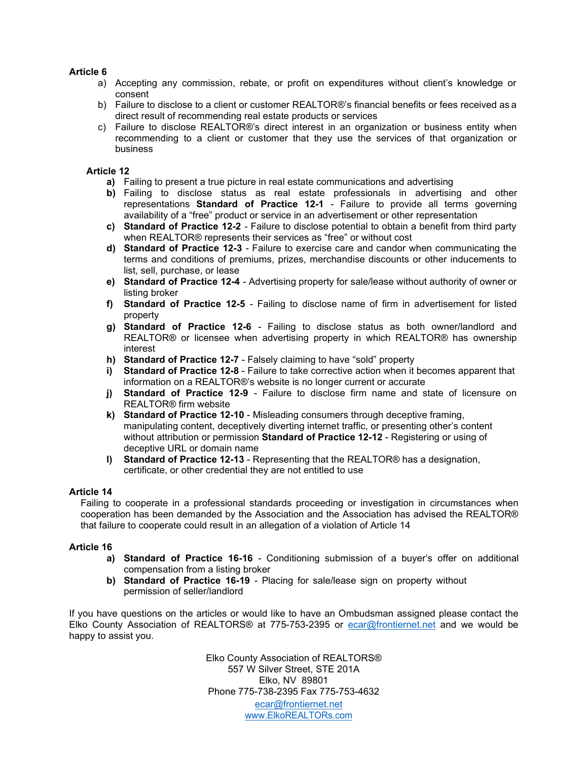**Article 6**

a) Accepting any commission, rebate, or profit on expenditures without client's knowledge or consent
b) Failure to disclose to a client or customer REALTOR®'s financial benefits or fees received as a direct result of recommending real estate products or services
c) Failure to disclose REALTOR®'s direct interest in an organization or business entity when recommending to a client or customer that they use the services of that organization or business

**Article 12**

**a)** Failing to present a true picture in real estate communications and advertising
**b)** Failing to disclose status as real estate professionals in advertising and other representations **Standard of Practice 12-1** - Failure to provide all terms governing availability of a "free" product or service in an advertisement or other representation
**c)** **Standard of Practice 12-2** - Failure to disclose potential to obtain a benefit from third party when REALTOR® represents their services as "free" or without cost
**d)** **Standard of Practice 12-3** - Failure to exercise care and candor when communicating the terms and conditions of premiums, prizes, merchandise discounts or other inducements to list, sell, purchase, or lease
**e)** **Standard of Practice 12-4** - Advertising property for sale/lease without authority of owner or listing broker
**f)** **Standard of Practice 12-5** - Failing to disclose name of firm in advertisement for listed property
**g)** **Standard of Practice 12-6** - Failing to disclose status as both owner/landlord and REALTOR® or licensee when advertising property in which REALTOR® has ownership interest
**h)** **Standard of Practice 12-7** - Falsely claiming to have "sold" property
**i)** **Standard of Practice 12-8** - Failure to take corrective action when it becomes apparent that information on a REALTOR®'s website is no longer current or accurate
**j)** **Standard of Practice 12-9** - Failure to disclose firm name and state of licensure on REALTOR® firm website
**k)** **Standard of Practice 12-10** - Misleading consumers through deceptive framing, manipulating content, deceptively diverting internet traffic, or presenting other's content without attribution or permission **Standard of Practice 12-12** - Registering or using of deceptive URL or domain name
**l)** **Standard of Practice 12-13** - Representing that the REALTOR® has a designation, certificate, or other credential they are not entitled to use

**Article 14**

Failing to cooperate in a professional standards proceeding or investigation in circumstances when cooperation has been demanded by the Association and the Association has advised the REALTOR® that failure to cooperate could result in an allegation of a violation of Article 14

**Article 16**

**a)** **Standard of Practice 16-16** - Conditioning submission of a buyer's offer on additional compensation from a listing broker
**b)** **Standard of Practice 16-19** - Placing for sale/lease sign on property without permission of seller/landlord

If you have questions on the articles or would like to have an Ombudsman assigned please contact the Elko County Association of REALTORS® at 775-753-2395 or ecar@frontiernet.net and we would be happy to assist you.

Elko County Association of REALTORS®
557 W Silver Street, STE 201A
Elko, NV 89801
Phone 775-738-2395 Fax 775-753-4632
ecar@frontiernet.net
www.ElkoREALTORs.com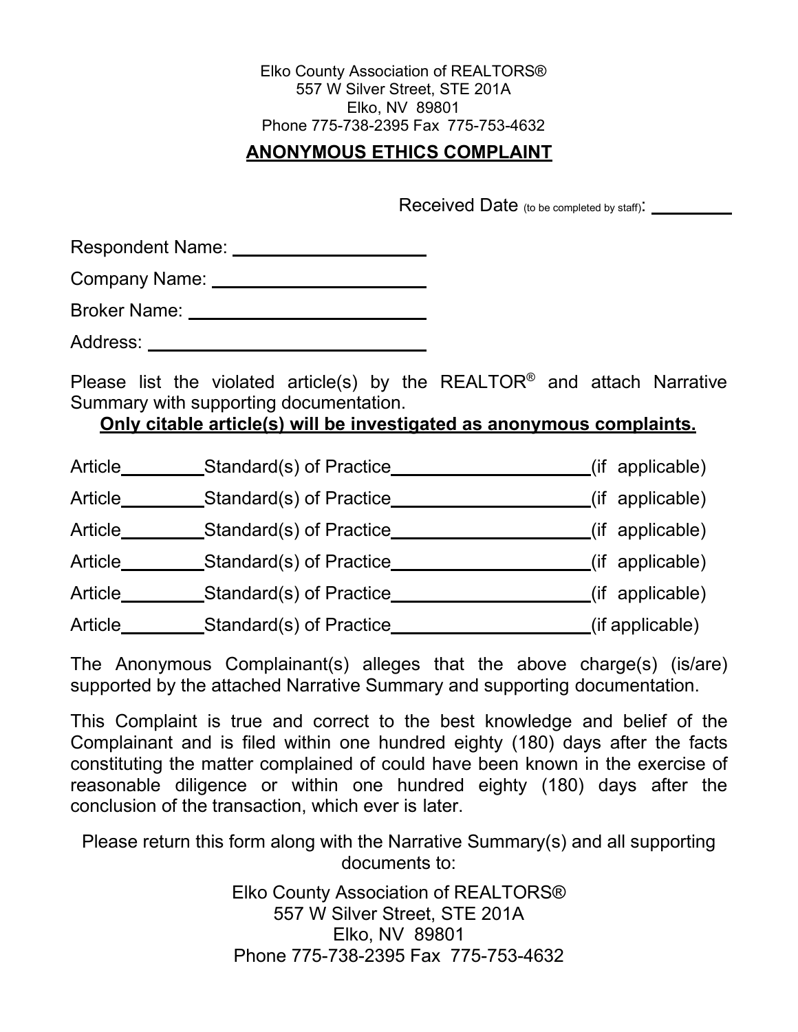Elko County Association of REALTORS®
557 W Silver Street, STE 201A
Elko, NV 89801
Phone 775-738-2395 Fax 775-753-4632

## ANONYMOUS ETHICS COMPLAINT

Received Date (to be completed by staff): _________

Respondent Name: ____________________

Company Name: ____________________

Broker Name: ____________________

Address: ____________________

Please list the violated article(s) by the REALTOR® and attach Narrative Summary with supporting documentation.

**Only citable article(s) will be investigated as anonymous complaints.**

Article________ Standard(s) of Practice____________________ (if applicable)

Article________ Standard(s) of Practice____________________ (if applicable)

Article________ Standard(s) of Practice____________________ (if applicable)

Article________ Standard(s) of Practice____________________ (if applicable)

Article________ Standard(s) of Practice____________________ (if applicable)

Article________ Standard(s) of Practice____________________ (if applicable)

The Anonymous Complainant(s) alleges that the above charge(s) (is/are) supported by the attached Narrative Summary and supporting documentation.

This Complaint is true and correct to the best knowledge and belief of the Complainant and is filed within one hundred eighty (180) days after the facts constituting the matter complained of could have been known in the exercise of reasonable diligence or within one hundred eighty (180) days after the conclusion of the transaction, which ever is later.

Please return this form along with the Narrative Summary(s) and all supporting documents to:

Elko County Association of REALTORS®
557 W Silver Street, STE 201A
Elko, NV 89801
Phone 775-738-2395 Fax 775-753-4632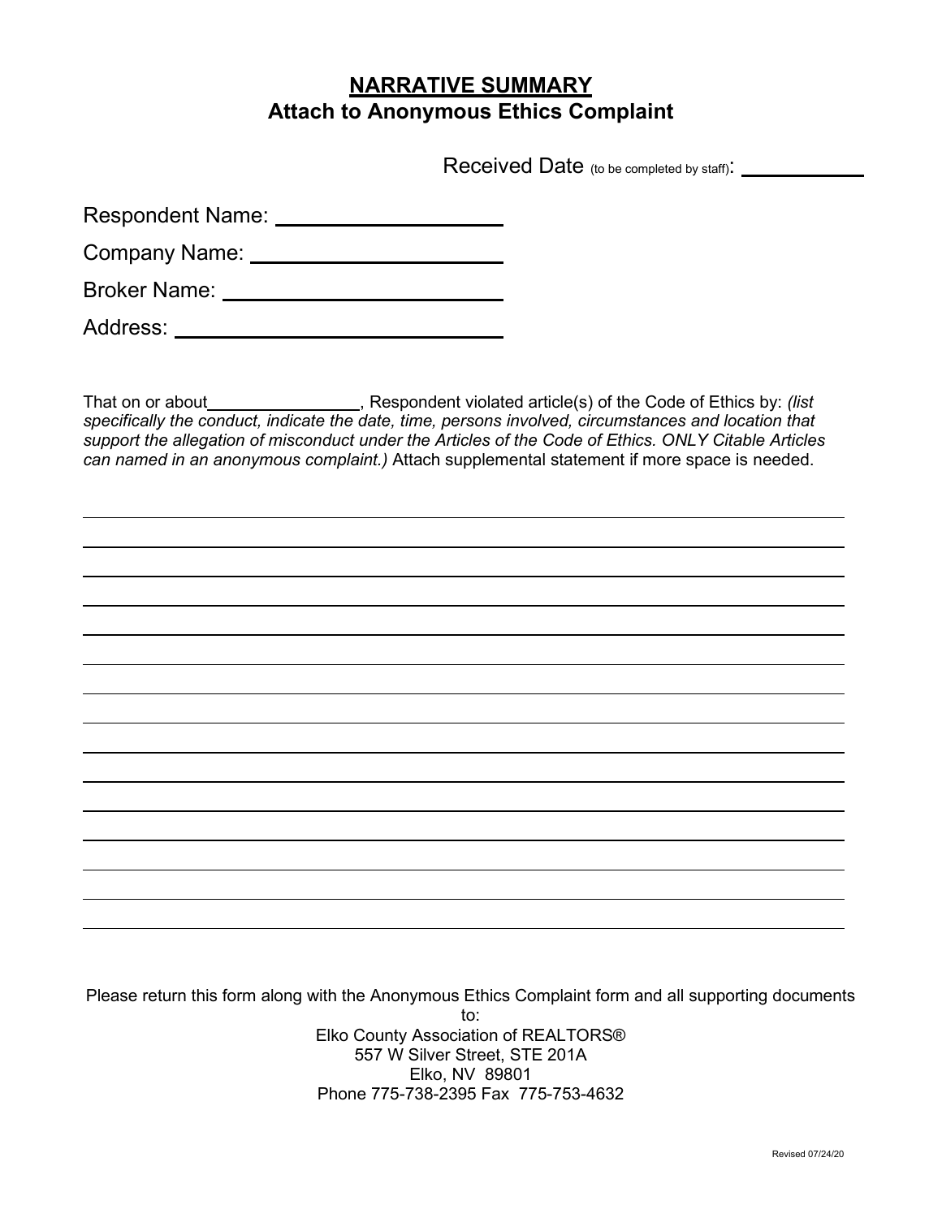## NARRATIVE SUMMARY
## Attach to Anonymous Ethics Complaint

Received Date (to be completed by staff): ____________

Respondent Name: ______________________

Company Name: ______________________

Broker Name: ______________________

Address: ______________________

That on or about________________, Respondent violated article(s) of the Code of Ethics by: *(list specifically the conduct, indicate the date, time, persons involved, circumstances and location that support the allegation of misconduct under the Articles of the Code of Ethics. ONLY Citable Articles can named in an anonymous complaint.)* Attach supplemental statement if more space is needed.

_______________________________________________________________________________

_______________________________________________________________________________

_______________________________________________________________________________

_______________________________________________________________________________

_______________________________________________________________________________

_______________________________________________________________________________

_______________________________________________________________________________

_______________________________________________________________________________

_______________________________________________________________________________

_______________________________________________________________________________

_______________________________________________________________________________

_______________________________________________________________________________

_______________________________________________________________________________

_______________________________________________________________________________

Please return this form along with the Anonymous Ethics Complaint form and all supporting documents to:

Elko County Association of REALTORS®
557 W Silver Street, STE 201A
Elko, NV 89801
Phone 775-738-2395 Fax 775-753-4632

Revised 07/24/20